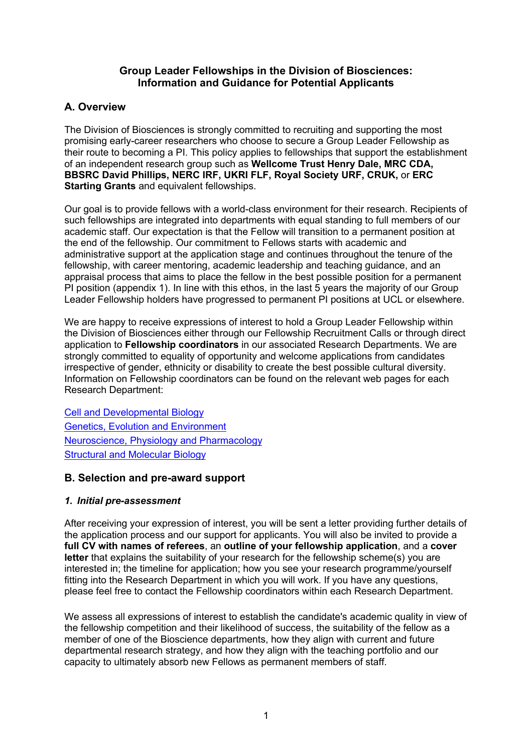**Group Leader Fellowships in the Division of Biosciences: Information and Guidance for Potential Applicants**

## A. Overview

The Division of Biosciences is strongly committed to recruiting and supporting the most promising early-career researchers who choose to secure a Group Leader Fellowship as their route to becoming a PI. This policy applies to fellowships that support the establishment of an independent research group such as **Wellcome Trust Henry Dale, MRC CDA, BBSRC David Phillips, NERC IRF, UKRI FLF, Royal Society URF, CRUK,** or **ERC Starting Grants** and equivalent fellowships.

Our goal is to provide fellows with a world-class environment for their research. Recipients of such fellowships are integrated into departments with equal standing to full members of our academic staff. Our expectation is that the Fellow will transition to a permanent position at the end of the fellowship. Our commitment to Fellows starts with academic and administrative support at the application stage and continues throughout the tenure of the fellowship, with career mentoring, academic leadership and teaching guidance, and an appraisal process that aims to place the fellow in the best possible position for a permanent PI position (appendix 1). In line with this ethos, in the last 5 years the majority of our Group Leader Fellowship holders have progressed to permanent PI positions at UCL or elsewhere.

We are happy to receive expressions of interest to hold a Group Leader Fellowship within the Division of Biosciences either through our Fellowship Recruitment Calls or through direct application to **Fellowship coordinators** in our associated Research Departments. We are strongly committed to equality of opportunity and welcome applications from candidates irrespective of gender, ethnicity or disability to create the best possible cultural diversity. Information on Fellowship coordinators can be found on the relevant web pages for each Research Department:

Cell and Developmental Biology
Genetics, Evolution and Environment
Neuroscience, Physiology and Pharmacology
Structural and Molecular Biology

## B. Selection and pre-award support

### *1. Initial pre-assessment*

After receiving your expression of interest, you will be sent a letter providing further details of the application process and our support for applicants. You will also be invited to provide a **full CV with names of referees**, an **outline of your fellowship application**, and a **cover letter** that explains the suitability of your research for the fellowship scheme(s) you are interested in; the timeline for application; how you see your research programme/yourself fitting into the Research Department in which you will work. If you have any questions, please feel free to contact the Fellowship coordinators within each Research Department.

We assess all expressions of interest to establish the candidate's academic quality in view of the fellowship competition and their likelihood of success, the suitability of the fellow as a member of one of the Bioscience departments, how they align with current and future departmental research strategy, and how they align with the teaching portfolio and our capacity to ultimately absorb new Fellows as permanent members of staff.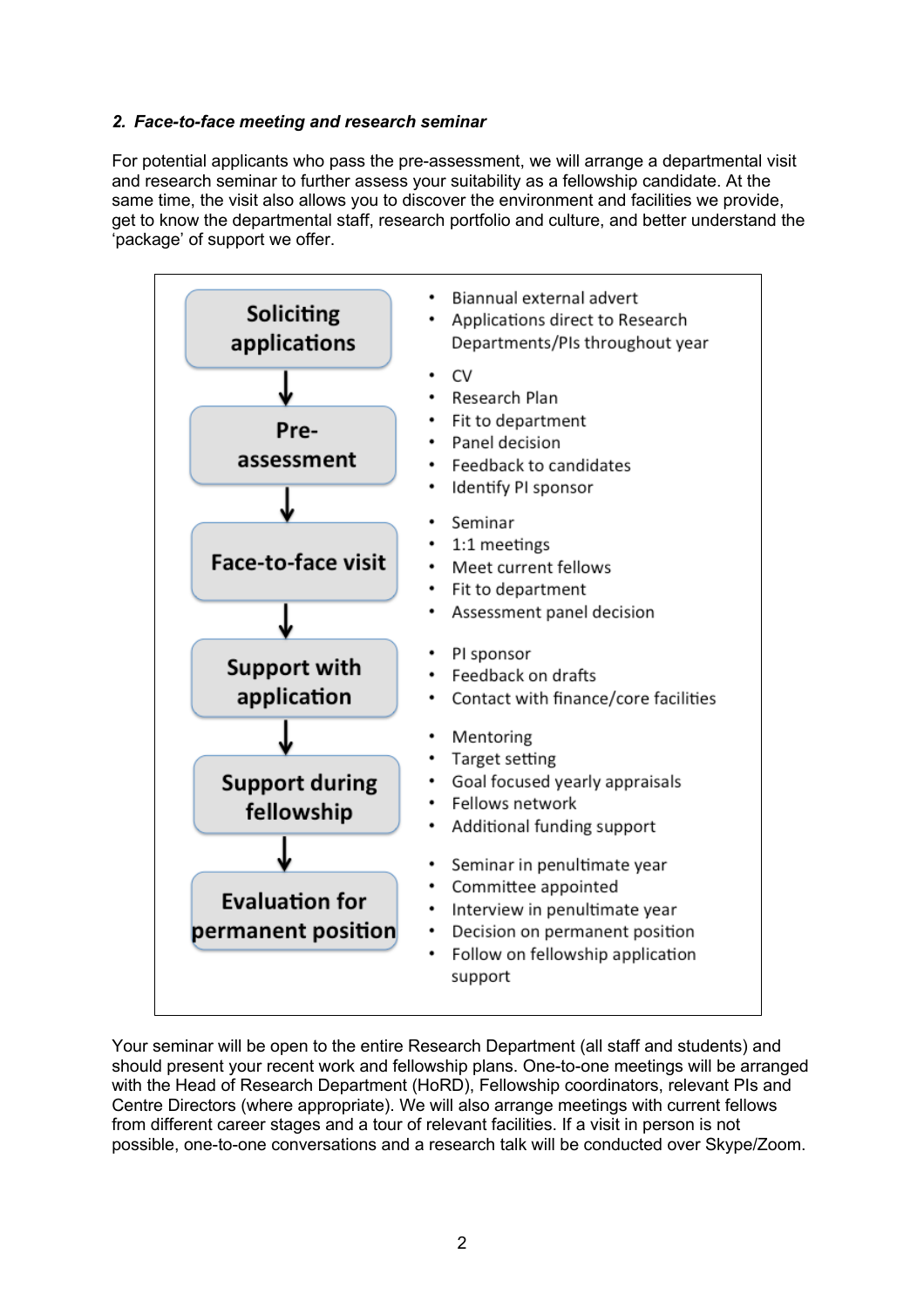#### *2. Face-to-face meeting and research seminar*

For potential applicants who pass the pre-assessment, we will arrange a departmental visit and research seminar to further assess your suitability as a fellowship candidate. At the same time, the visit also allows you to discover the environment and facilities we provide, get to know the departmental staff, research portfolio and culture, and better understand the 'package' of support we offer.

| Stage | Details |
| --- | --- |
| **Soliciting applications** | • Biannual external advert<br>• Applications direct to Research Departments/PIs throughout year |
| **Pre-assessment** | • CV<br>• Research Plan<br>• Fit to department<br>• Panel decision<br>• Feedback to candidates<br>• Identify PI sponsor |
| **Face-to-face visit** | • Seminar<br>• 1:1 meetings<br>• Meet current fellows<br>• Fit to department<br>• Assessment panel decision |
| **Support with application** | • PI sponsor<br>• Feedback on drafts<br>• Contact with finance/core facilities |
| **Support during fellowship** | • Mentoring<br>• Target setting<br>• Goal focused yearly appraisals<br>• Fellows network<br>• Additional funding support |
| **Evaluation for permanent position** | • Seminar in penultimate year<br>• Committee appointed<br>• Interview in penultimate year<br>• Decision on permanent position<br>• Follow on fellowship application support |

Your seminar will be open to the entire Research Department (all staff and students) and should present your recent work and fellowship plans. One-to-one meetings will be arranged with the Head of Research Department (HoRD), Fellowship coordinators, relevant PIs and Centre Directors (where appropriate). We will also arrange meetings with current fellows from different career stages and a tour of relevant facilities. If a visit in person is not possible, one-to-one conversations and a research talk will be conducted over Skype/Zoom.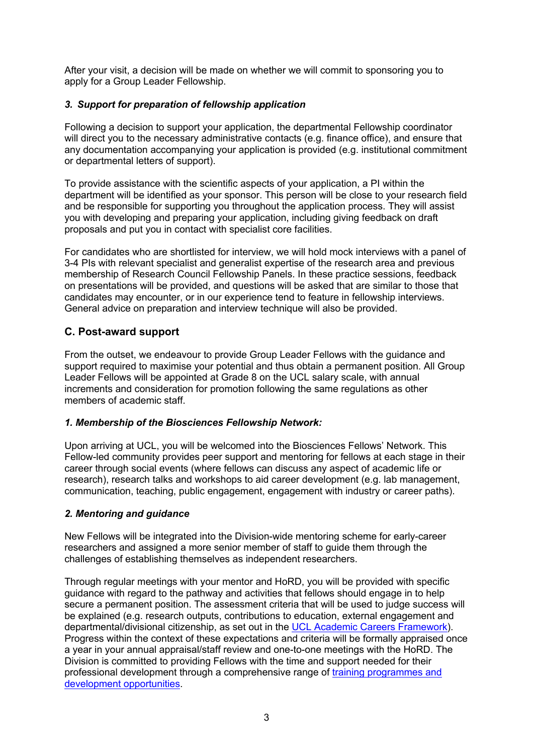After your visit, a decision will be made on whether we will commit to sponsoring you to apply for a Group Leader Fellowship.

### *3. Support for preparation of fellowship application*

Following a decision to support your application, the departmental Fellowship coordinator will direct you to the necessary administrative contacts (e.g. finance office), and ensure that any documentation accompanying your application is provided (e.g. institutional commitment or departmental letters of support).

To provide assistance with the scientific aspects of your application, a PI within the department will be identified as your sponsor. This person will be close to your research field and be responsible for supporting you throughout the application process. They will assist you with developing and preparing your application, including giving feedback on draft proposals and put you in contact with specialist core facilities.

For candidates who are shortlisted for interview, we will hold mock interviews with a panel of 3-4 PIs with relevant specialist and generalist expertise of the research area and previous membership of Research Council Fellowship Panels. In these practice sessions, feedback on presentations will be provided, and questions will be asked that are similar to those that candidates may encounter, or in our experience tend to feature in fellowship interviews. General advice on preparation and interview technique will also be provided.

## C. Post-award support

From the outset, we endeavour to provide Group Leader Fellows with the guidance and support required to maximise your potential and thus obtain a permanent position. All Group Leader Fellows will be appointed at Grade 8 on the UCL salary scale, with annual increments and consideration for promotion following the same regulations as other members of academic staff.

### *1. Membership of the Biosciences Fellowship Network:*

Upon arriving at UCL, you will be welcomed into the Biosciences Fellows' Network. This Fellow-led community provides peer support and mentoring for fellows at each stage in their career through social events (where fellows can discuss any aspect of academic life or research), research talks and workshops to aid career development (e.g. lab management, communication, teaching, public engagement, engagement with industry or career paths).

### *2. Mentoring and guidance*

New Fellows will be integrated into the Division-wide mentoring scheme for early-career researchers and assigned a more senior member of staff to guide them through the challenges of establishing themselves as independent researchers.

Through regular meetings with your mentor and HoRD, you will be provided with specific guidance with regard to the pathway and activities that fellows should engage in to help secure a permanent position. The assessment criteria that will be used to judge success will be explained (e.g. research outputs, contributions to education, external engagement and departmental/divisional citizenship, as set out in the UCL Academic Careers Framework). Progress within the context of these expectations and criteria will be formally appraised once a year in your annual appraisal/staff review and one-to-one meetings with the HoRD. The Division is committed to providing Fellows with the time and support needed for their professional development through a comprehensive range of training programmes and development opportunities.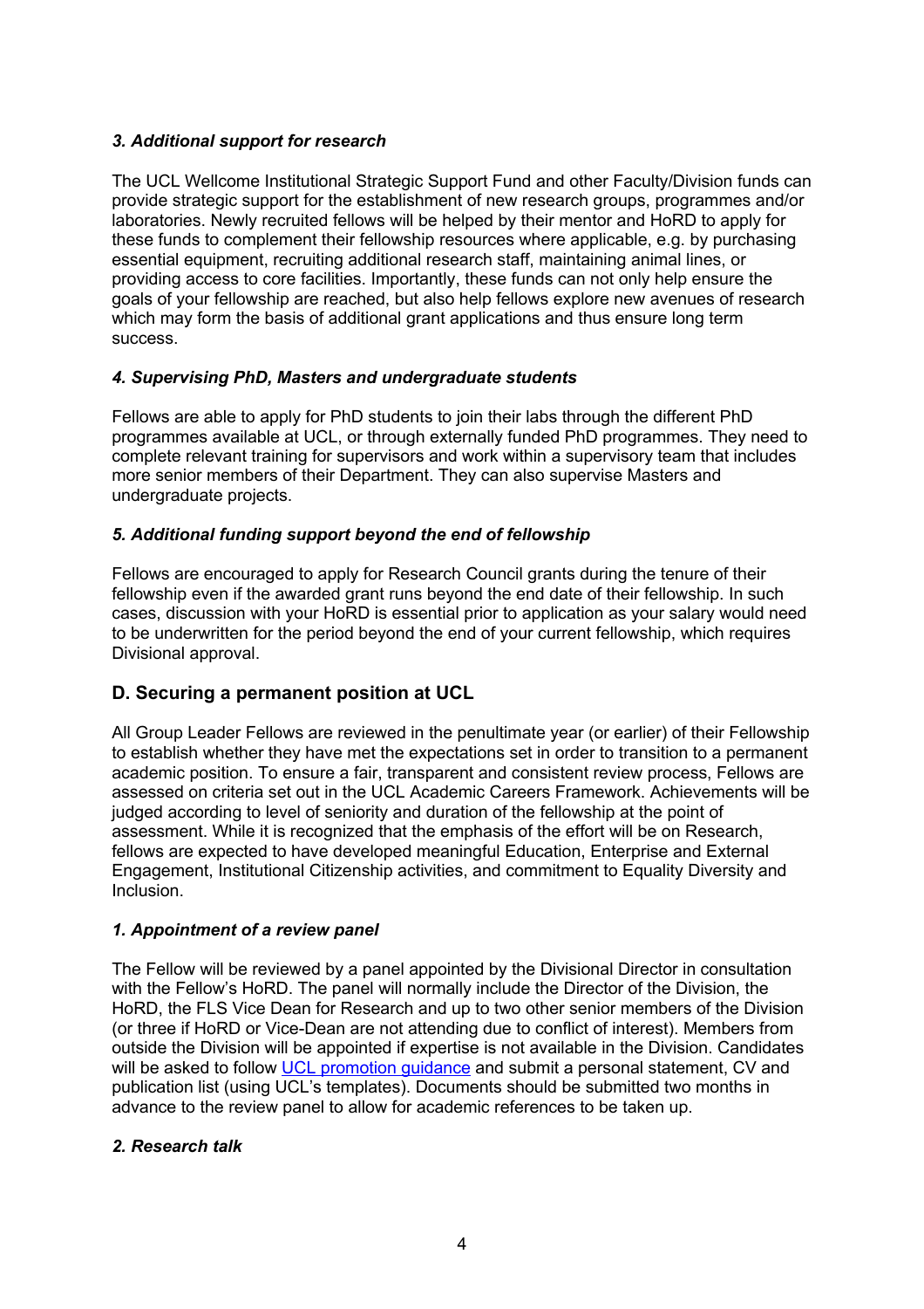### *3. Additional support for research*

The UCL Wellcome Institutional Strategic Support Fund and other Faculty/Division funds can provide strategic support for the establishment of new research groups, programmes and/or laboratories. Newly recruited fellows will be helped by their mentor and HoRD to apply for these funds to complement their fellowship resources where applicable, e.g. by purchasing essential equipment, recruiting additional research staff, maintaining animal lines, or providing access to core facilities. Importantly, these funds can not only help ensure the goals of your fellowship are reached, but also help fellows explore new avenues of research which may form the basis of additional grant applications and thus ensure long term success.

### *4. Supervising PhD, Masters and undergraduate students*

Fellows are able to apply for PhD students to join their labs through the different PhD programmes available at UCL, or through externally funded PhD programmes. They need to complete relevant training for supervisors and work within a supervisory team that includes more senior members of their Department. They can also supervise Masters and undergraduate projects.

### *5. Additional funding support beyond the end of fellowship*

Fellows are encouraged to apply for Research Council grants during the tenure of their fellowship even if the awarded grant runs beyond the end date of their fellowship. In such cases, discussion with your HoRD is essential prior to application as your salary would need to be underwritten for the period beyond the end of your current fellowship, which requires Divisional approval.

## D. Securing a permanent position at UCL

All Group Leader Fellows are reviewed in the penultimate year (or earlier) of their Fellowship to establish whether they have met the expectations set in order to transition to a permanent academic position. To ensure a fair, transparent and consistent review process, Fellows are assessed on criteria set out in the UCL Academic Careers Framework. Achievements will be judged according to level of seniority and duration of the fellowship at the point of assessment. While it is recognized that the emphasis of the effort will be on Research, fellows are expected to have developed meaningful Education, Enterprise and External Engagement, Institutional Citizenship activities, and commitment to Equality Diversity and Inclusion.

### *1. Appointment of a review panel*

The Fellow will be reviewed by a panel appointed by the Divisional Director in consultation with the Fellow's HoRD. The panel will normally include the Director of the Division, the HoRD, the FLS Vice Dean for Research and up to two other senior members of the Division (or three if HoRD or Vice-Dean are not attending due to conflict of interest). Members from outside the Division will be appointed if expertise is not available in the Division. Candidates will be asked to follow UCL promotion guidance and submit a personal statement, CV and publication list (using UCL's templates). Documents should be submitted two months in advance to the review panel to allow for academic references to be taken up.

### *2. Research talk*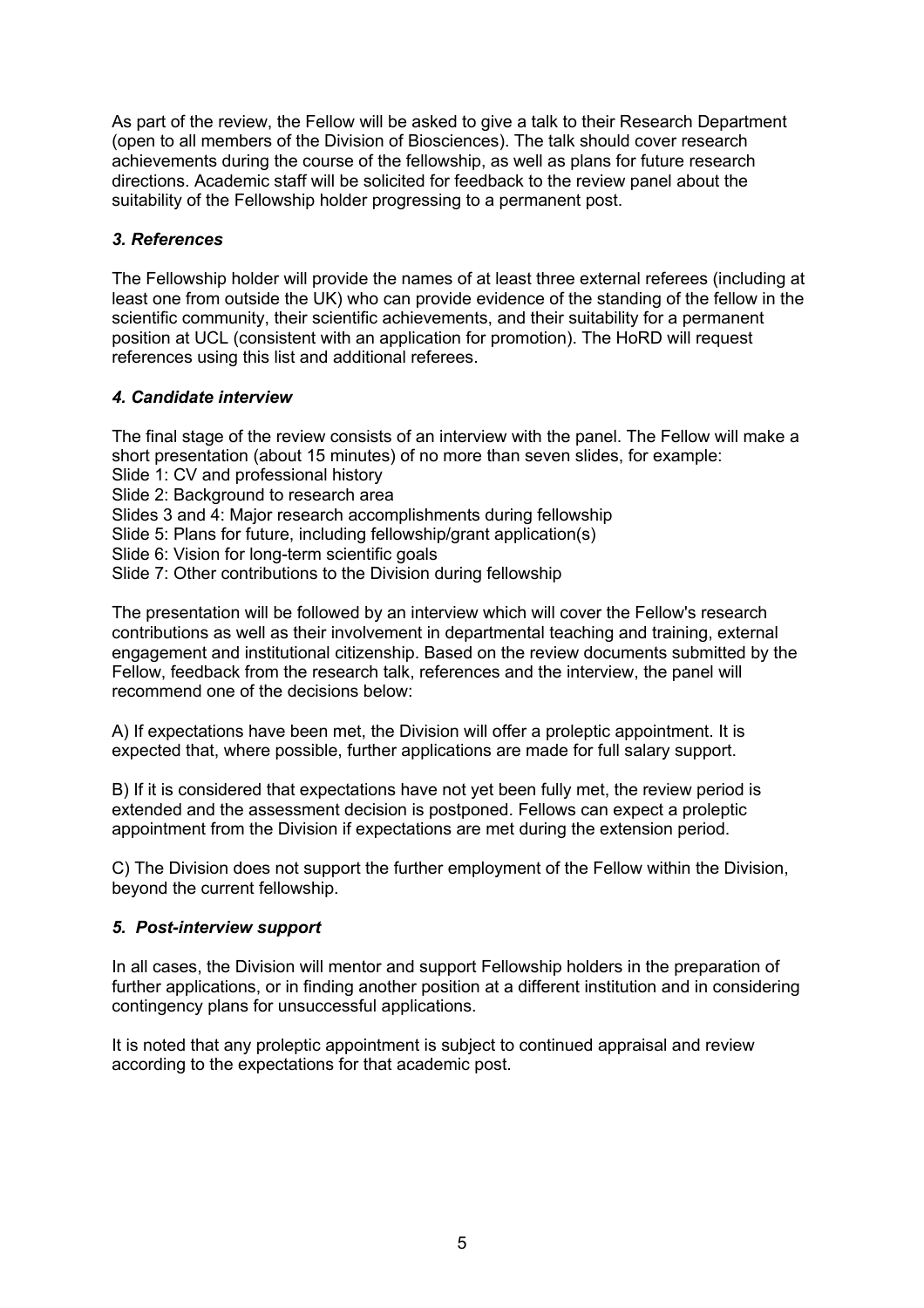As part of the review, the Fellow will be asked to give a talk to their Research Department (open to all members of the Division of Biosciences). The talk should cover research achievements during the course of the fellowship, as well as plans for future research directions. Academic staff will be solicited for feedback to the review panel about the suitability of the Fellowship holder progressing to a permanent post.

### *3. References*

The Fellowship holder will provide the names of at least three external referees (including at least one from outside the UK) who can provide evidence of the standing of the fellow in the scientific community, their scientific achievements, and their suitability for a permanent position at UCL (consistent with an application for promotion). The HoRD will request references using this list and additional referees.

### *4. Candidate interview*

The final stage of the review consists of an interview with the panel. The Fellow will make a short presentation (about 15 minutes) of no more than seven slides, for example:
Slide 1: CV and professional history
Slide 2: Background to research area
Slides 3 and 4: Major research accomplishments during fellowship
Slide 5: Plans for future, including fellowship/grant application(s)
Slide 6: Vision for long-term scientific goals
Slide 7: Other contributions to the Division during fellowship

The presentation will be followed by an interview which will cover the Fellow's research contributions as well as their involvement in departmental teaching and training, external engagement and institutional citizenship. Based on the review documents submitted by the Fellow, feedback from the research talk, references and the interview, the panel will recommend one of the decisions below:

A) If expectations have been met, the Division will offer a proleptic appointment. It is expected that, where possible, further applications are made for full salary support.

B) If it is considered that expectations have not yet been fully met, the review period is extended and the assessment decision is postponed. Fellows can expect a proleptic appointment from the Division if expectations are met during the extension period.

C) The Division does not support the further employment of the Fellow within the Division, beyond the current fellowship.

### *5. Post-interview support*

In all cases, the Division will mentor and support Fellowship holders in the preparation of further applications, or in finding another position at a different institution and in considering contingency plans for unsuccessful applications.

It is noted that any proleptic appointment is subject to continued appraisal and review according to the expectations for that academic post.